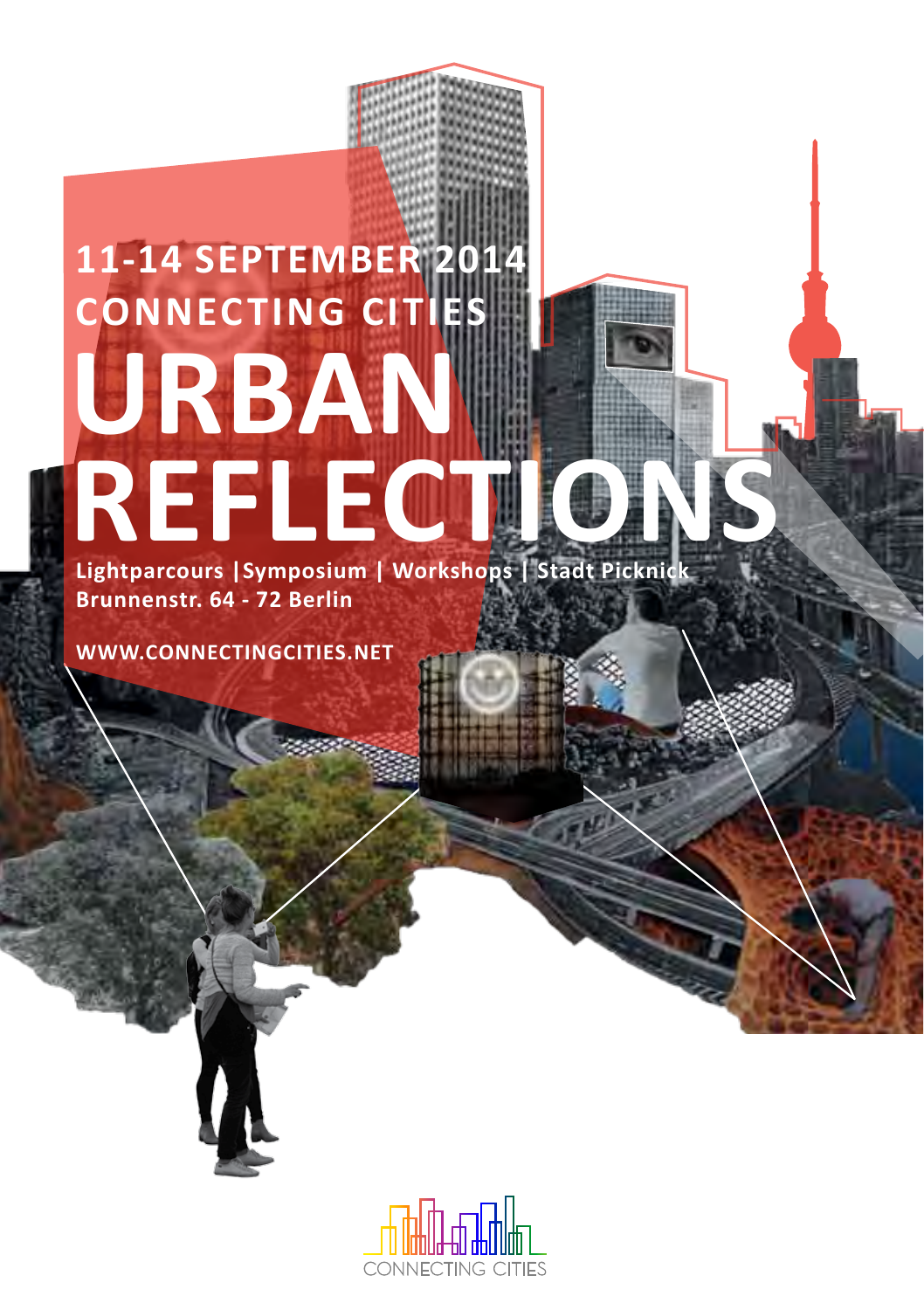**11-14 SEPTEMBER 2014**

**CONNECTING CITIES**

# URBAN REFLECTIONS

**Lightparcours |Symposium | Workshops | Stadt Picknick**
**Brunnenstr. 64 - 72 Berlin**

**WWW.CONNECTINGCITIES.NET**

CONNECTING CITIES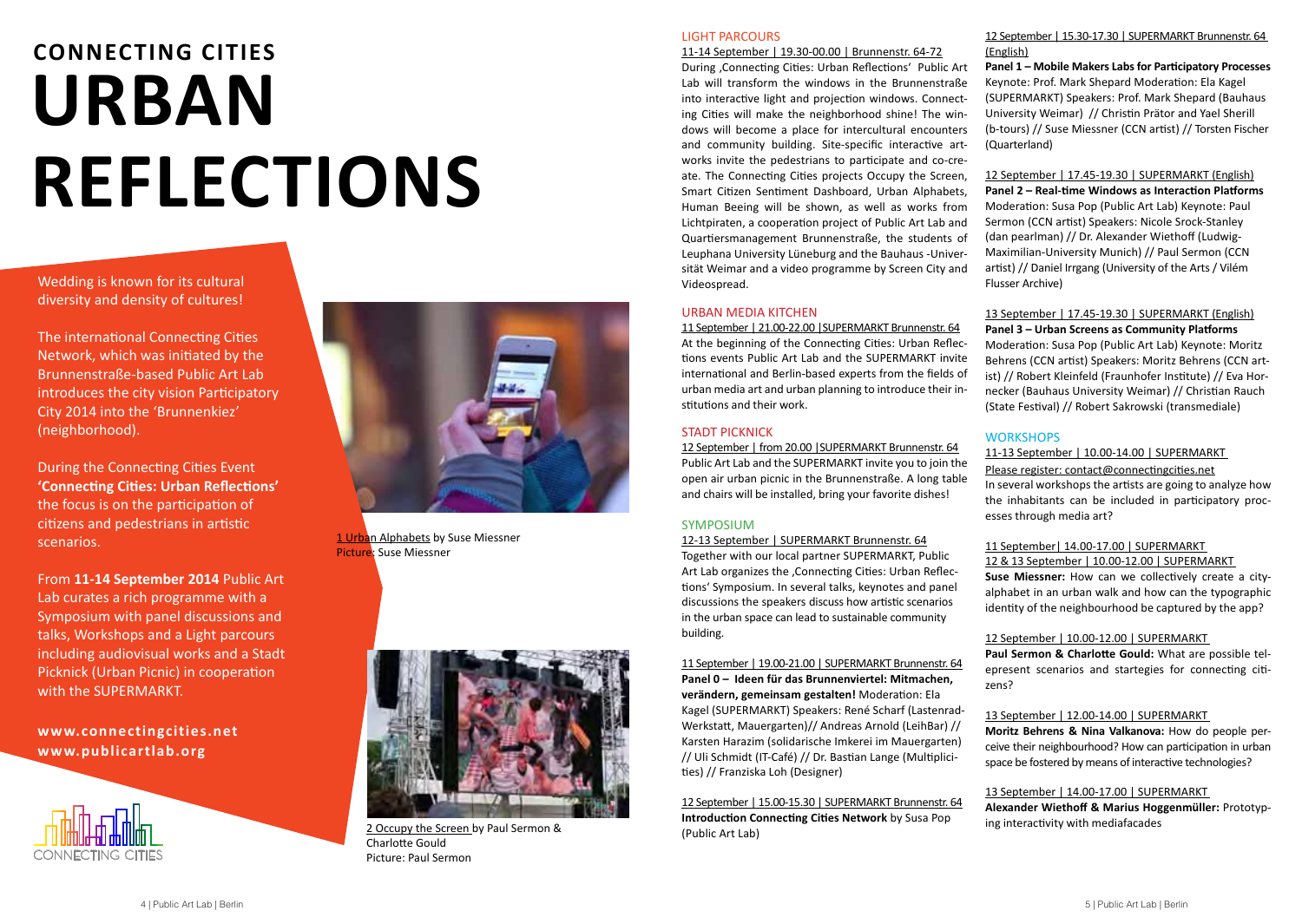# CONNECTING CITIES URBAN REFLECTIONS

Wedding is known for its cultural diversity and density of cultures!

The international Connecting Cities Network, which was initiated by the Brunnenstraße-based Public Art Lab introduces the city vision Participatory City 2014 into the 'Brunnenkiez' (neighborhood).

During the Connecting Cities Event **'Connecting Cities: Urban Reflections'** the focus is on the participation of citizens and pedestrians in artistic scenarios.

From **11-14 September 2014** Public Art Lab curates a rich programme with a Symposium with panel discussions and talks, Workshops and a Light parcours including audiovisual works and a Stadt Picknick (Urban Picnic) in cooperation with the SUPERMARKT.

**www.connectingcities.net**
**www.publicartlab.org**

1 Urban Alphabets by Suse Miessner
Picture: Suse Miessner

2 Occupy the Screen by Paul Sermon & Charlotte Gould
Picture: Paul Sermon

## LIGHT PARCOURS

11-14 September | 19.30-00.00 | Brunnenstr. 64-72

During ,Connecting Cities: Urban Reflections' Public Art Lab will transform the windows in the Brunnenstraße into interactive light and projection windows. Connecting Cities will make the neighborhood shine! The windows will become a place for intercultural encounters and community building. Site-specific interactive artworks invite the pedestrians to participate and co-create. The Connecting Cities projects Occupy the Screen, Smart Citizen Sentiment Dashboard, Urban Alphabets, Human Beeing will be shown, as well as works from Lichtpiraten, a cooperation project of Public Art Lab and Quartiersmanagement Brunnenstraße, the students of Leuphana University Lüneburg and the Bauhaus -Universität Weimar and a video programme by Screen City and Videospread.

## URBAN MEDIA KITCHEN

11 September | 21.00-22.00 |SUPERMARKT Brunnenstr. 64

At the beginning of the Connecting Cities: Urban Reflections events Public Art Lab and the SUPERMARKT invite international and Berlin-based experts from the fields of urban media art and urban planning to introduce their institutions and their work.

## STADT PICKNICK

12 September | from 20.00 |SUPERMARKT Brunnenstr. 64

Public Art Lab and the SUPERMARKT invite you to join the open air urban picnic in the Brunnenstraße. A long table and chairs will be installed, bring your favorite dishes!

## SYMPOSIUM

12-13 September | SUPERMARKT Brunnenstr. 64

Together with our local partner SUPERMARKT, Public Art Lab organizes the ,Connecting Cities: Urban Reflections' Symposium. In several talks, keynotes and panel discussions the speakers discuss how artistic scenarios in the urban space can lead to sustainable community building.

11 September | 19.00-21.00 | SUPERMARKT Brunnenstr. 64
**Panel 0 – Ideen für das Brunnenviertel: Mitmachen, verändern, gemeinsam gestalten!** Moderation: Ela Kagel (SUPERMARKT) Speakers: René Scharf (Lastenrad-Werkstatt, Mauergarten)// Andreas Arnold (LeihBar) // Karsten Harazim (solidarische Imkerei im Mauergarten) // Uli Schmidt (IT-Café) // Dr. Bastian Lange (Multiplicities) // Franziska Loh (Designer)

12 September | 15.00-15.30 | SUPERMARKT Brunnenstr. 64
**Introduction Connecting Cities Network** by Susa Pop (Public Art Lab)

12 September | 15.30-17.30 | SUPERMARKT Brunnenstr. 64 (English)
**Panel 1 – Mobile Makers Labs for Participatory Processes** Keynote: Prof. Mark Shepard Moderation: Ela Kagel (SUPERMARKT) Speakers: Prof. Mark Shepard (Bauhaus University Weimar) // Christin Prätor and Yael Sherill (b-tours) // Suse Miessner (CCN artist) // Torsten Fischer (Quarterland)

12 September | 17.45-19.30 | SUPERMARKT (English)
**Panel 2 – Real-time Windows as Interaction Platforms** Moderation: Susa Pop (Public Art Lab) Keynote: Paul Sermon (CCN artist) Speakers: Nicole Srock-Stanley (dan pearlman) // Dr. Alexander Wiethoff (Ludwig-Maximilian-University Munich) // Paul Sermon (CCN artist) // Daniel Irrgang (University of the Arts / Vilém Flusser Archive)

13 September | 17.45-19.30 | SUPERMARKT (English)
**Panel 3 – Urban Screens as Community Platforms** Moderation: Susa Pop (Public Art Lab) Keynote: Moritz Behrens (CCN artist) Speakers: Moritz Behrens (CCN artist) // Robert Kleinfeld (Fraunhofer Institute) // Eva Hornecker (Bauhaus University Weimar) // Christian Rauch (State Festival) // Robert Sakrowski (transmediale)

## WORKSHOPS

11-13 September | 10.00-14.00 | SUPERMARKT
Please register: contact@connectingcities.net

In several workshops the artists are going to analyze how the inhabitants can be included in participatory processes through media art?

11 September| 14.00-17.00 | SUPERMARKT
12 & 13 September | 10.00-12.00 | SUPERMARKT
**Suse Miessner:** How can we collectively create a city-alphabet in an urban walk and how can the typographic identity of the neighbourhood be captured by the app?

12 September | 10.00-12.00 | SUPERMARKT
**Paul Sermon & Charlotte Gould:** What are possible telepresent scenarios and startegies for connecting citizens?

13 September | 12.00-14.00 | SUPERMARKT
**Moritz Behrens & Nina Valkanova:** How do people perceive their neighbourhood? How can participation in urban space be fostered by means of interactive technologies?

13 September | 14.00-17.00 | SUPERMARKT
**Alexander Wiethoff & Marius Hoggenmüller:** Prototyping interactivity with mediafacades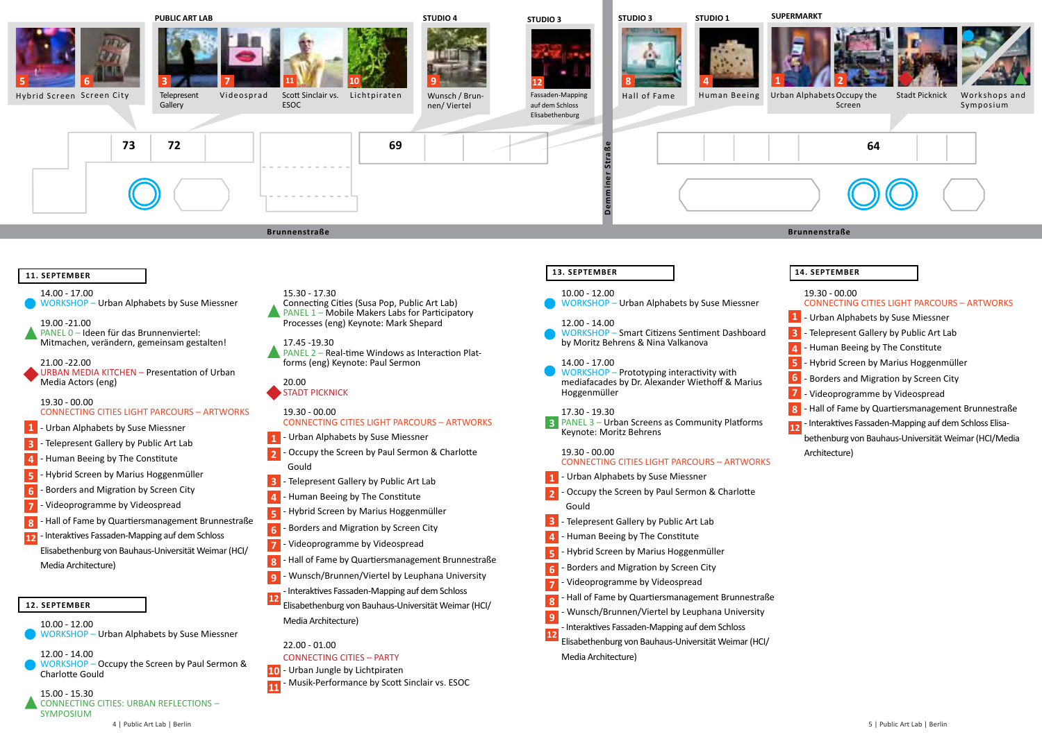PUBLIC ART LAB

STUDIO 4

STUDIO 3

STUDIO 3

STUDIO 1

SUPERMARKT

5 Hybrid Screen
6 Screen City
3 Telepresent Gallery
7 Videosprad
11 Scott Sinclair vs. ESOC
10 Lichtpiraten
9 Wunsch / Brunnen/ Viertel
12 Fassaden-Mapping auf dem Schloss Elisabethenburg
8 Hall of Fame
4 Human Beeing
1 Urban Alphabets
2 Occupy the Screen
Stadt Picknick
Workshops and Symposium

73
72
69
64

Demminer Straße

Brunnenstraße

Brunnenstraße

## 11. SEPTEMBER

14.00 - 17.00
WORKSHOP – Urban Alphabets by Suse Miessner

19.00 -21.00
PANEL 0 – Ideen für das Brunnenviertel: Mitmachen, verändern, gemeinsam gestalten!

21.00 -22.00
URBAN MEDIA KITCHEN – Presentation of Urban Media Actors (eng)

19.30 - 00.00
CONNECTING CITIES LIGHT PARCOURS – ARTWORKS

1 - Urban Alphabets by Suse Miessner
3 - Telepresent Gallery by Public Art Lab
4 - Human Beeing by The Constitute
5 - Hybrid Screen by Marius Hoggenmüller
6 - Borders and Migration by Screen City
7 - Videoprogramme by Videospread
8 - Hall of Fame by Quartiersmanagement Brunnenstraße
12 - Interaktives Fassaden-Mapping auf dem Schloss Elisabethenburg von Bauhaus-Universität Weimar (HCI/ Media Architecture)

## 12. SEPTEMBER

10.00 - 12.00
WORKSHOP – Urban Alphabets by Suse Miessner

12.00 - 14.00
WORKSHOP – Occupy the Screen by Paul Sermon & Charlotte Gould

15.00 - 15.30
CONNECTING CITIES: URBAN REFLECTIONS – SYMPOSIUM

15.30 - 17.30
Connecting Cities (Susa Pop, Public Art Lab)
PANEL 1 – Mobile Makers Labs for Participatory Processes (eng) Keynote: Mark Shepard

17.45 -19.30
PANEL 2 – Real-time Windows as Interaction Platforms (eng) Keynote: Paul Sermon

20.00
STADT PICKNICK

19.30 - 00.00
CONNECTING CITIES LIGHT PARCOURS – ARTWORKS

1 - Urban Alphabets by Suse Miessner
2 - Occupy the Screen by Paul Sermon & Charlotte Gould
3 - Telepresent Gallery by Public Art Lab
4 - Human Beeing by The Constitute
5 - Hybrid Screen by Marius Hoggenmüller
6 - Borders and Migration by Screen City
7 - Videoprogramme by Videospread
8 - Hall of Fame by Quartiersmanagement Brunnenstraße
9 - Wunsch/Brunnen/Viertel by Leuphana University
12 - Interaktives Fassaden-Mapping auf dem Schloss Elisabethenburg von Bauhaus-Universität Weimar (HCI/ Media Architecture)

22.00 - 01.00
CONNECTING CITIES – PARTY
10 - Urban Jungle by Lichtpiraten
11 - Musik-Performance by Scott Sinclair vs. ESOC

## 13. SEPTEMBER

10.00 - 12.00
WORKSHOP – Urban Alphabets by Suse Miessner

12.00 - 14.00
WORKSHOP – Smart Citizens Sentiment Dashboard by Moritz Behrens & Nina Valkanova

14.00 - 17.00
WORKSHOP – Prototyping interactivity with mediafacades by Dr. Alexander Wiethoff & Marius Hoggenmüller

17.30 - 19.30
3 PANEL 3 – Urban Screens as Community Platforms Keynote: Moritz Behrens

19.30 - 00.00
CONNECTING CITIES LIGHT PARCOURS – ARTWORKS

1 - Urban Alphabets by Suse Miessner
2 - Occupy the Screen by Paul Sermon & Charlotte Gould
3 - Telepresent Gallery by Public Art Lab
4 - Human Beeing by The Constitute
5 - Hybrid Screen by Marius Hoggenmüller
6 - Borders and Migration by Screen City
7 - Videoprogramme by Videospread
8 - Hall of Fame by Quartiersmanagement Brunnenstraße
9 - Wunsch/Brunnen/Viertel by Leuphana University
12 - Interaktives Fassaden-Mapping auf dem Schloss Elisabethenburg von Bauhaus-Universität Weimar (HCI/ Media Architecture)

## 14. SEPTEMBER

19.30 - 00.00
CONNECTING CITIES LIGHT PARCOURS – ARTWORKS

1 - Urban Alphabets by Suse Miessner
3 - Telepresent Gallery by Public Art Lab
4 - Human Beeing by The Constitute
5 - Hybrid Screen by Marius Hoggenmüller
6 - Borders and Migration by Screen City
7 - Videoprogramme by Videospread
8 - Hall of Fame by Quartiersmanagement Brunnenstraße
12 - Interaktives Fassaden-Mapping auf dem Schloss Elisabethenburg von Bauhaus-Universität Weimar (HCI/Media Architecture)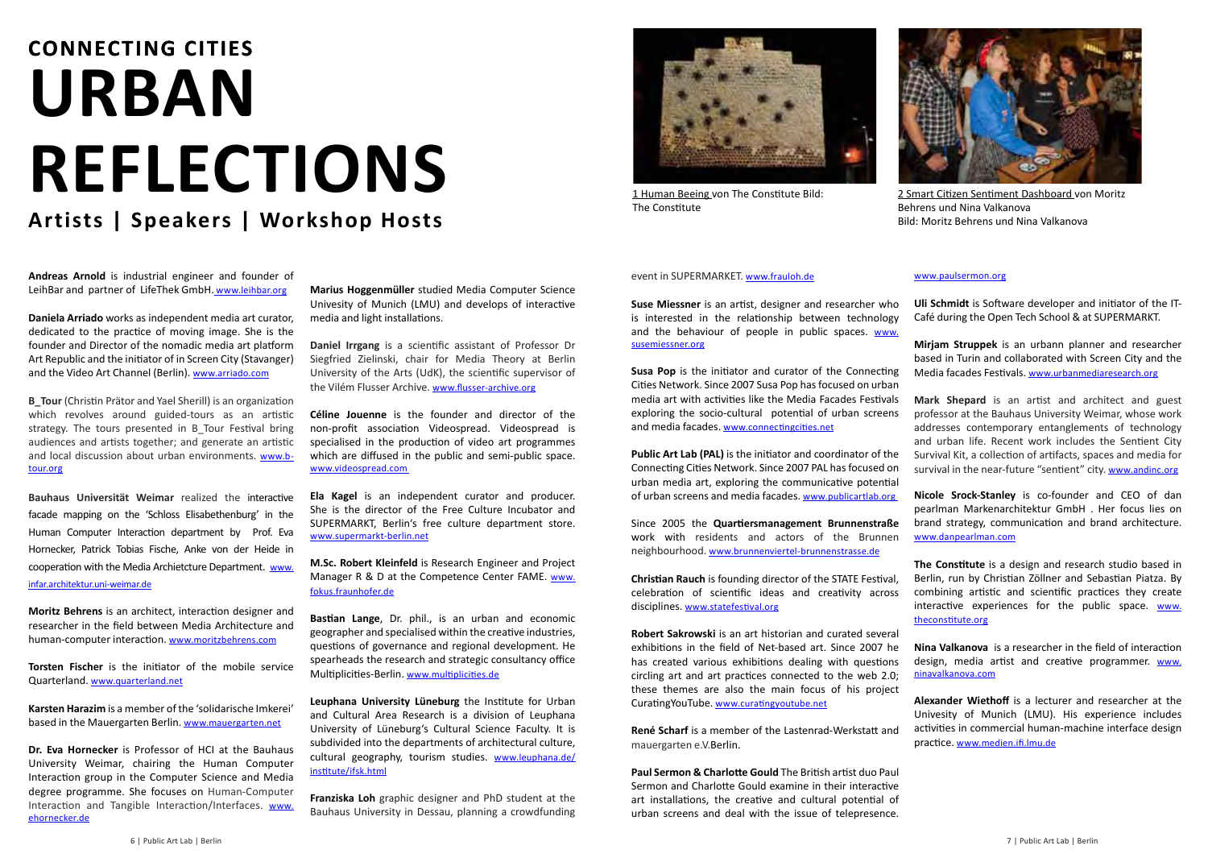# CONNECTING CITIES URBAN REFLECTIONS

## Artists | Speakers | Workshop Hosts

1 Human Beeing von The Constitute Bild: The Constitute

2 Smart Citizen Sentiment Dashboard von Moritz Behrens und Nina Valkanova Bild: Moritz Behrens und Nina Valkanova

**Andreas Arnold** is industrial engineer and founder of LeihBar and partner of LifeThek GmbH. www.leihbar.org

**Daniela Arriado** works as independent media art curator, dedicated to the practice of moving image. She is the founder and Director of the nomadic media art platform Art Republic and the initiator of in Screen City (Stavanger) and the Video Art Channel (Berlin). www.arriado.com

**B_Tour** (Christin Prätor and Yael Sherill) is an organization which revolves around guided-tours as an artistic strategy. The tours presented in B_Tour Festival bring audiences and artists together; and generate an artistic and local discussion about urban environments. www.b-tour.org

**Bauhaus Universität Weimar** realized the interactive facade mapping on the 'Schloss Elisabethenburg' in the Human Computer Interaction department by Prof. Eva Hornecker, Patrick Tobias Fische, Anke von der Heide in cooperation with the Media Archietcture Department. www.infar.architektur.uni-weimar.de

**Moritz Behrens** is an architect, interaction designer and researcher in the field between Media Architecture and human-computer interaction. www.moritzbehrens.com

**Torsten Fischer** is the initiator of the mobile service Quarterland. www.quarterland.net

**Karsten Harazim** is a member of the 'solidarische Imkerei' based in the Mauergarten Berlin. www.mauergarten.net

**Dr. Eva Hornecker** is Professor of HCI at the Bauhaus University Weimar, chairing the Human Computer Interaction group in the Computer Science and Media degree programme. She focuses on Human-Computer Interaction and Tangible Interaction/Interfaces. www.ehornecker.de

**Marius Hoggenmüller** studied Media Computer Science Univesity of Munich (LMU) and develops of interactive media and light installations.

**Daniel Irrgang** is a scientific assistant of Professor Dr Siegfried Zielinski, chair for Media Theory at Berlin University of the Arts (UdK), the scientific supervisor of the Vilém Flusser Archive. www.flusser-archive.org

**Céline Jouenne** is the founder and director of the non-profit association Videospread. Videospread is specialised in the production of video art programmes which are diffused in the public and semi-public space. www.videospread.com

**Ela Kagel** is an independent curator and producer. She is the director of the Free Culture Incubator and SUPERMARKT, Berlin's free culture department store. www.supermarkt-berlin.net

**M.Sc. Robert Kleinfeld** is Research Engineer and Project Manager R & D at the Competence Center FAME. www.fokus.fraunhofer.de

**Bastian Lange**, Dr. phil., is an urban and economic geographer and specialised within the creative industries, questions of governance and regional development. He spearheads the research and strategic consultancy office Multiplicities-Berlin. www.multiplicities.de

**Leuphana University Lüneburg** the Institute for Urban and Cultural Area Research is a division of Leuphana University of Lüneburg's Cultural Science Faculty. It is subdivided into the departments of architectural culture, cultural geography, tourism studies. www.leuphana.de/institute/ifsk.html

**Franziska Loh** graphic designer and PhD student at the Bauhaus University in Dessau, planning a crowdfunding event in SUPERMARKET. www.frauloh.de

**Suse Miessner** is an artist, designer and researcher who is interested in the relationship between technology and the behaviour of people in public spaces. www.susemiessner.org

**Susa Pop** is the initiator and curator of the Connecting Cities Network. Since 2007 Susa Pop has focused on urban media art with activities like the Media Facades Festivals exploring the socio-cultural potential of urban screens and media facades. www.connectingcities.net

**Public Art Lab (PAL)** is the initiator and coordinator of the Connecting Cities Network. Since 2007 PAL has focused on urban media art, exploring the communicative potential of urban screens and media facades. www.publicartlab.org

Since 2005 the **Quartiersmanagement Brunnenstraße** work with residents and actors of the Brunnen neighbourhood. www.brunnenviertel-brunnenstrasse.de

**Christian Rauch** is founding director of the STATE Festival, celebration of scientific ideas and creativity across disciplines. www.statefestival.org

**Robert Sakrowski** is an art historian and curated several exhibitions in the field of Net-based art. Since 2007 he has created various exhibitions dealing with questions circling art and art practices connected to the web 2.0; these themes are also the main focus of his project CuratingYouTube. www.curatingyoutube.net

**René Scharf** is a member of the Lastenrad-Werkstatt and mauergarten e.V.Berlin.

**Paul Sermon & Charlotte Gould** The British artist duo Paul Sermon and Charlotte Gould examine in their interactive art installations, the creative and cultural potential of urban screens and deal with the issue of telepresence. www.paulsermon.org

**Uli Schmidt** is Software developer and initiator of the IT-Café during the Open Tech School & at SUPERMARKT.

**Mirjam Struppek** is an urbann planner and researcher based in Turin and collaborated with Screen City and the Media facades Festivals. www.urbanmediaresearch.org

**Mark Shepard** is an artist and architect and guest professor at the Bauhaus University Weimar, whose work addresses contemporary entanglements of technology and urban life. Recent work includes the Sentient City Survival Kit, a collection of artifacts, spaces and media for survival in the near-future "sentient" city. www.andinc.org

**Nicole Srock-Stanley** is co-founder and CEO of dan pearlman Markenarchitektur GmbH . Her focus lies on brand strategy, communication and brand architecture. www.danpearlman.com

**The Constitute** is a design and research studio based in Berlin, run by Christian Zöllner and Sebastian Piatza. By combining artistic and scientific practices they create interactive experiences for the public space. www.theconstitute.org

**Nina Valkanova** is a researcher in the field of interaction design, media artist and creative programmer. www.ninavalkanova.com

**Alexander Wiethoff** is a lecturer and researcher at the Univesity of Munich (LMU). His experience includes activities in commercial human-machine interface design practice. www.medien.ifi.lmu.de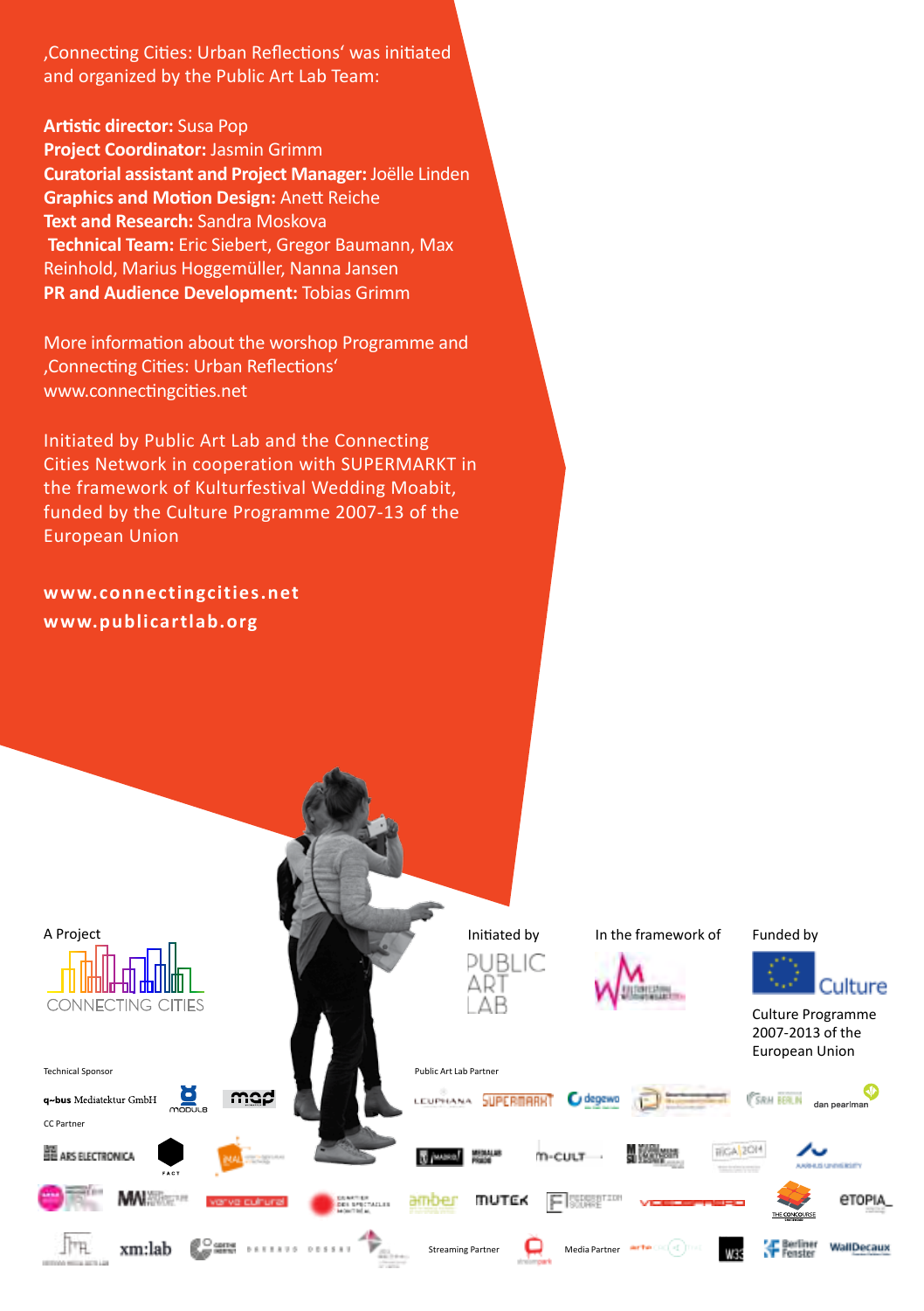‚Connecting Cities: Urban Reflections' was initiated and organized by the Public Art Lab Team:

**Artistic director:** Susa Pop
**Project Coordinator:** Jasmin Grimm
**Curatorial assistant and Project Manager:** Joëlle Linden
**Graphics and Motion Design:** Anett Reiche
**Text and Research:** Sandra Moskova
**Technical Team:** Eric Siebert, Gregor Baumann, Max Reinhold, Marius Hoggemüller, Nanna Jansen
**PR and Audience Development:** Tobias Grimm

More information about the worshop Programme and ‚Connecting Cities: Urban Reflections'
www.connectingcities.net

Initiated by Public Art Lab and the Connecting Cities Network in cooperation with SUPERMARKT in the framework of Kulturfestival Wedding Moabit, funded by the Culture Programme 2007-13 of the European Union

**www.connectingcities.net**
**www.publicartlab.org**

A Project

CONNECTING CITIES

Initiated by

PUBLIC ART LAB

In the framework of

Funded by

Culture

Culture Programme 2007-2013 of the European Union

Technical Sponsor

q~bus Mediatektur GmbH

CC Partner

ARS ELECTRONICA

FACT

Public Art Lab Partner

LEUPHANA

SUPERMARKT

degewo

dan pearlman

m-CULT

RIGA 2014

AARHUS UNIVERSITY

MMI

amber

MUTEK

THE CONCOURSE

eTOPIA_

xm:lab

Streaming Partner

Media Partner

W33

Berliner Fenster

WallDecaux